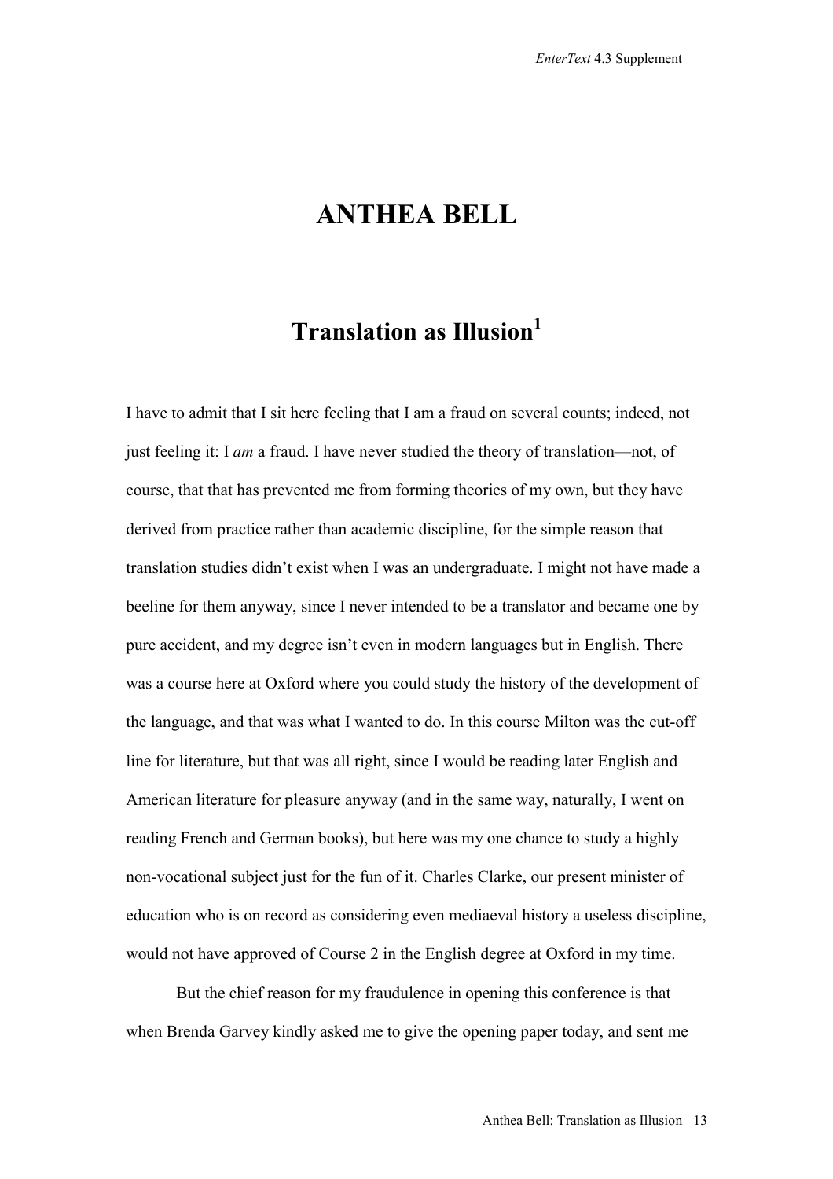# ANTHEA BELL

## Translation as Illusion[1]

I have to admit that I sit here feeling that I am a fraud on several counts; indeed, not just feeling it: I *am* a fraud. I have never studied the theory of translation—not, of course, that that has prevented me from forming theories of my own, but they have derived from practice rather than academic discipline, for the simple reason that translation studies didn't exist when I was an undergraduate. I might not have made a beeline for them anyway, since I never intended to be a translator and became one by pure accident, and my degree isn't even in modern languages but in English. There was a course here at Oxford where you could study the history of the development of the language, and that was what I wanted to do. In this course Milton was the cut-off line for literature, but that was all right, since I would be reading later English and American literature for pleasure anyway (and in the same way, naturally, I went on reading French and German books), but here was my one chance to study a highly non-vocational subject just for the fun of it. Charles Clarke, our present minister of education who is on record as considering even mediaeval history a useless discipline, would not have approved of Course 2 in the English degree at Oxford in my time.

But the chief reason for my fraudulence in opening this conference is that when Brenda Garvey kindly asked me to give the opening paper today, and sent me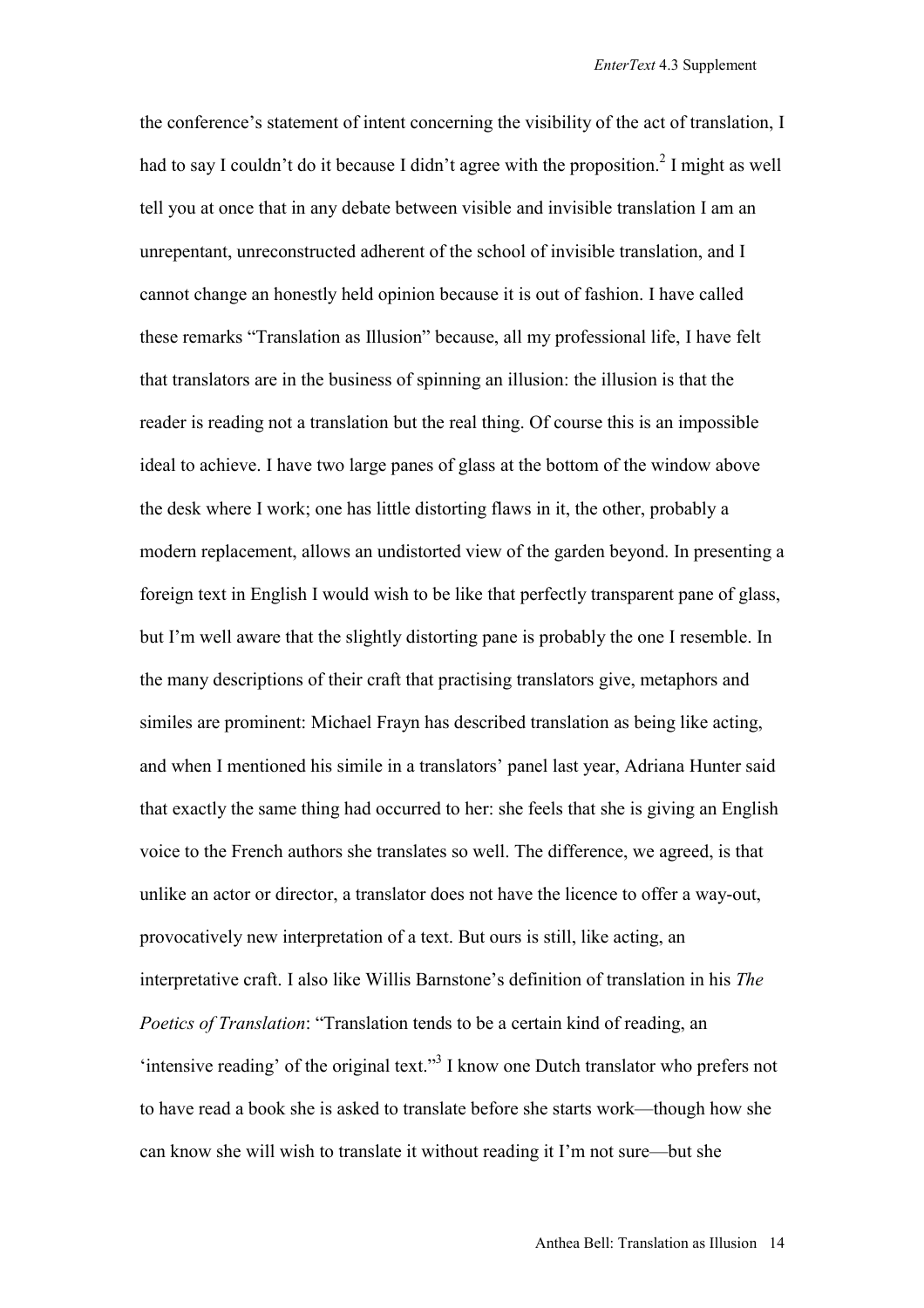the conference's statement of intent concerning the visibility of the act of translation, I had to say I couldn't do it because I didn't agree with the proposition.[2] I might as well tell you at once that in any debate between visible and invisible translation I am an unrepentant, unreconstructed adherent of the school of invisible translation, and I cannot change an honestly held opinion because it is out of fashion. I have called these remarks "Translation as Illusion" because, all my professional life, I have felt that translators are in the business of spinning an illusion: the illusion is that the reader is reading not a translation but the real thing. Of course this is an impossible ideal to achieve. I have two large panes of glass at the bottom of the window above the desk where I work; one has little distorting flaws in it, the other, probably a modern replacement, allows an undistorted view of the garden beyond. In presenting a foreign text in English I would wish to be like that perfectly transparent pane of glass, but I'm well aware that the slightly distorting pane is probably the one I resemble. In the many descriptions of their craft that practising translators give, metaphors and similes are prominent: Michael Frayn has described translation as being like acting, and when I mentioned his simile in a translators' panel last year, Adriana Hunter said that exactly the same thing had occurred to her: she feels that she is giving an English voice to the French authors she translates so well. The difference, we agreed, is that unlike an actor or director, a translator does not have the licence to offer a way-out, provocatively new interpretation of a text. But ours is still, like acting, an interpretative craft. I also like Willis Barnstone's definition of translation in his *The Poetics of Translation*: "Translation tends to be a certain kind of reading, an 'intensive reading' of the original text."[3] I know one Dutch translator who prefers not to have read a book she is asked to translate before she starts work—though how she can know she will wish to translate it without reading it I'm not sure—but she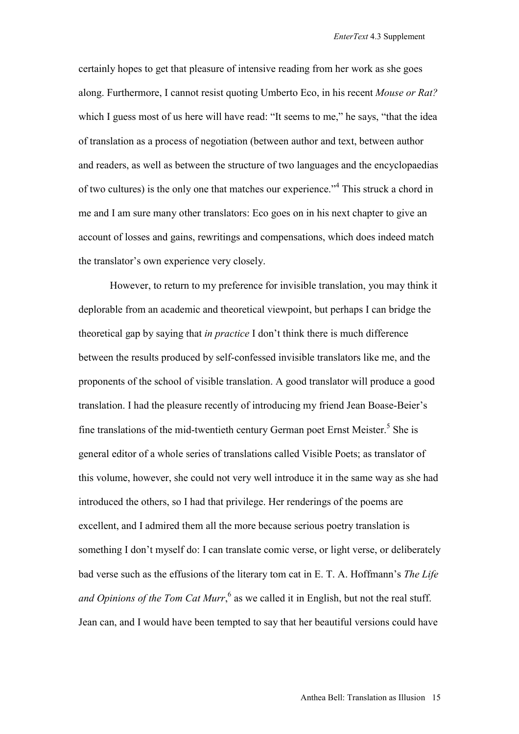certainly hopes to get that pleasure of intensive reading from her work as she goes along. Furthermore, I cannot resist quoting Umberto Eco, in his recent *Mouse or Rat?* which I guess most of us here will have read: "It seems to me," he says, "that the idea of translation as a process of negotiation (between author and text, between author and readers, as well as between the structure of two languages and the encyclopaedias of two cultures) is the only one that matches our experience."[4] This struck a chord in me and I am sure many other translators: Eco goes on in his next chapter to give an account of losses and gains, rewritings and compensations, which does indeed match the translator's own experience very closely.

However, to return to my preference for invisible translation, you may think it deplorable from an academic and theoretical viewpoint, but perhaps I can bridge the theoretical gap by saying that *in practice* I don't think there is much difference between the results produced by self-confessed invisible translators like me, and the proponents of the school of visible translation. A good translator will produce a good translation. I had the pleasure recently of introducing my friend Jean Boase-Beier's fine translations of the mid-twentieth century German poet Ernst Meister.[5] She is general editor of a whole series of translations called Visible Poets; as translator of this volume, however, she could not very well introduce it in the same way as she had introduced the others, so I had that privilege. Her renderings of the poems are excellent, and I admired them all the more because serious poetry translation is something I don't myself do: I can translate comic verse, or light verse, or deliberately bad verse such as the effusions of the literary tom cat in E. T. A. Hoffmann's *The Life and Opinions of the Tom Cat Murr*,[6] as we called it in English, but not the real stuff. Jean can, and I would have been tempted to say that her beautiful versions could have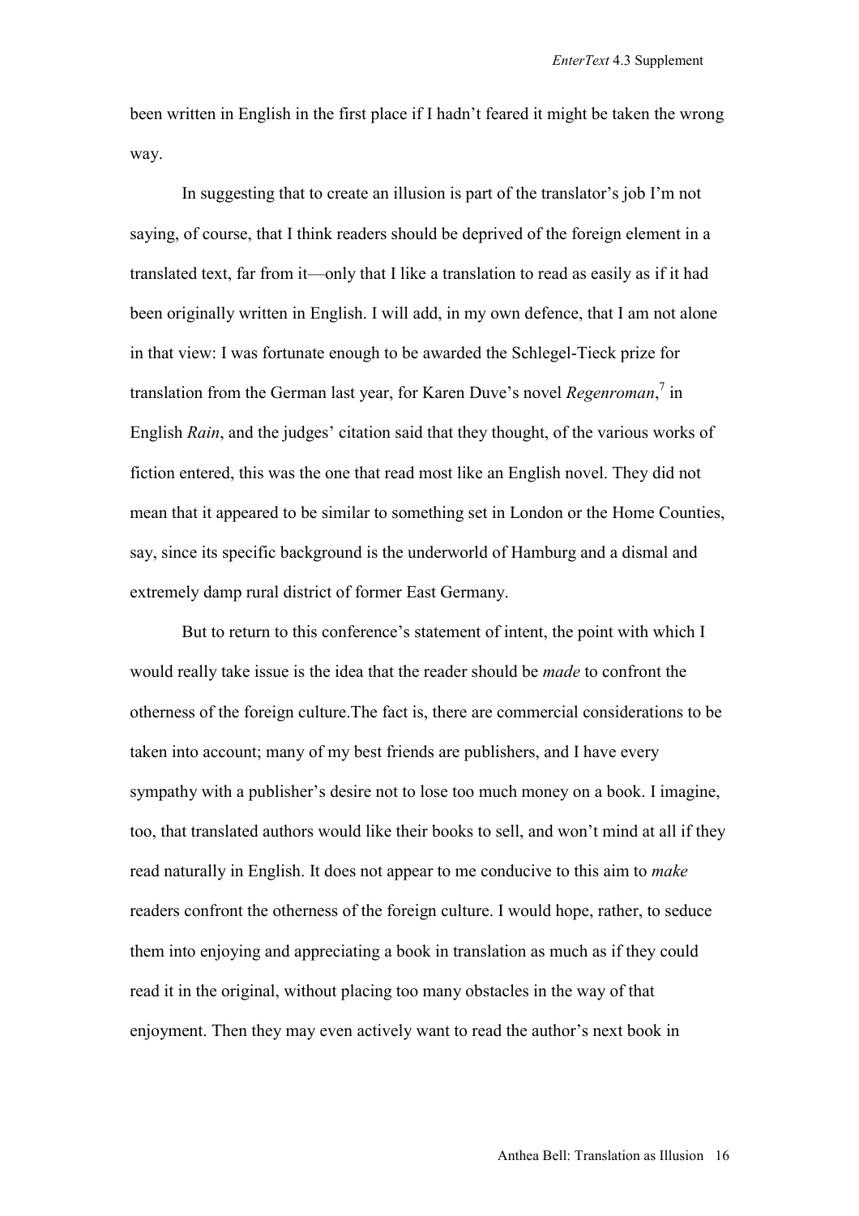been written in English in the first place if I hadn't feared it might be taken the wrong way.

In suggesting that to create an illusion is part of the translator's job I'm not saying, of course, that I think readers should be deprived of the foreign element in a translated text, far from it—only that I like a translation to read as easily as if it had been originally written in English. I will add, in my own defence, that I am not alone in that view: I was fortunate enough to be awarded the Schlegel-Tieck prize for translation from the German last year, for Karen Duve's novel *Regenroman*,[7] in English *Rain*, and the judges' citation said that they thought, of the various works of fiction entered, this was the one that read most like an English novel. They did not mean that it appeared to be similar to something set in London or the Home Counties, say, since its specific background is the underworld of Hamburg and a dismal and extremely damp rural district of former East Germany.

But to return to this conference's statement of intent, the point with which I would really take issue is the idea that the reader should be *made* to confront the otherness of the foreign culture.The fact is, there are commercial considerations to be taken into account; many of my best friends are publishers, and I have every sympathy with a publisher's desire not to lose too much money on a book. I imagine, too, that translated authors would like their books to sell, and won't mind at all if they read naturally in English. It does not appear to me conducive to this aim to *make* readers confront the otherness of the foreign culture. I would hope, rather, to seduce them into enjoying and appreciating a book in translation as much as if they could read it in the original, without placing too many obstacles in the way of that enjoyment. Then they may even actively want to read the author's next book in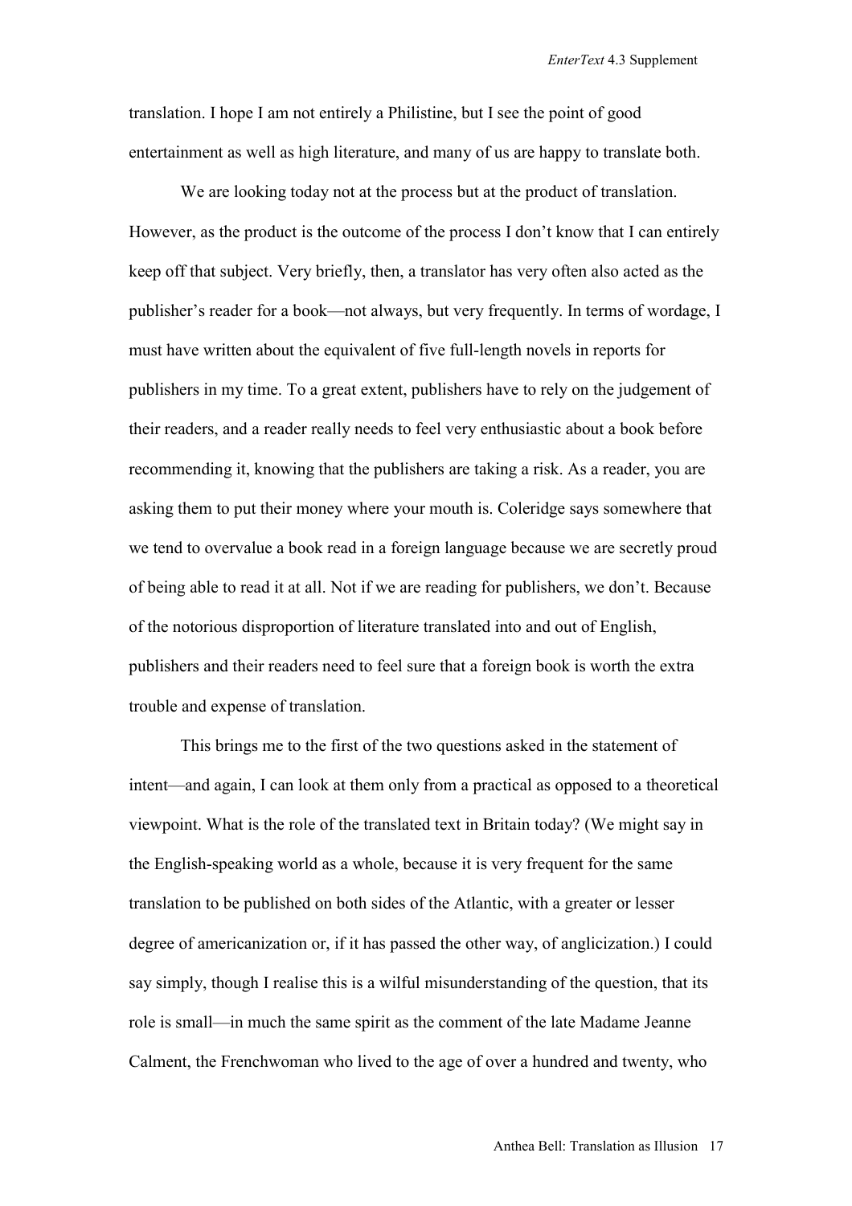translation. I hope I am not entirely a Philistine, but I see the point of good entertainment as well as high literature, and many of us are happy to translate both.

We are looking today not at the process but at the product of translation. However, as the product is the outcome of the process I don't know that I can entirely keep off that subject. Very briefly, then, a translator has very often also acted as the publisher's reader for a book—not always, but very frequently. In terms of wordage, I must have written about the equivalent of five full-length novels in reports for publishers in my time. To a great extent, publishers have to rely on the judgement of their readers, and a reader really needs to feel very enthusiastic about a book before recommending it, knowing that the publishers are taking a risk. As a reader, you are asking them to put their money where your mouth is. Coleridge says somewhere that we tend to overvalue a book read in a foreign language because we are secretly proud of being able to read it at all. Not if we are reading for publishers, we don't. Because of the notorious disproportion of literature translated into and out of English, publishers and their readers need to feel sure that a foreign book is worth the extra trouble and expense of translation.

This brings me to the first of the two questions asked in the statement of intent—and again, I can look at them only from a practical as opposed to a theoretical viewpoint. What is the role of the translated text in Britain today? (We might say in the English-speaking world as a whole, because it is very frequent for the same translation to be published on both sides of the Atlantic, with a greater or lesser degree of americanization or, if it has passed the other way, of anglicization.) I could say simply, though I realise this is a wilful misunderstanding of the question, that its role is small—in much the same spirit as the comment of the late Madame Jeanne Calment, the Frenchwoman who lived to the age of over a hundred and twenty, who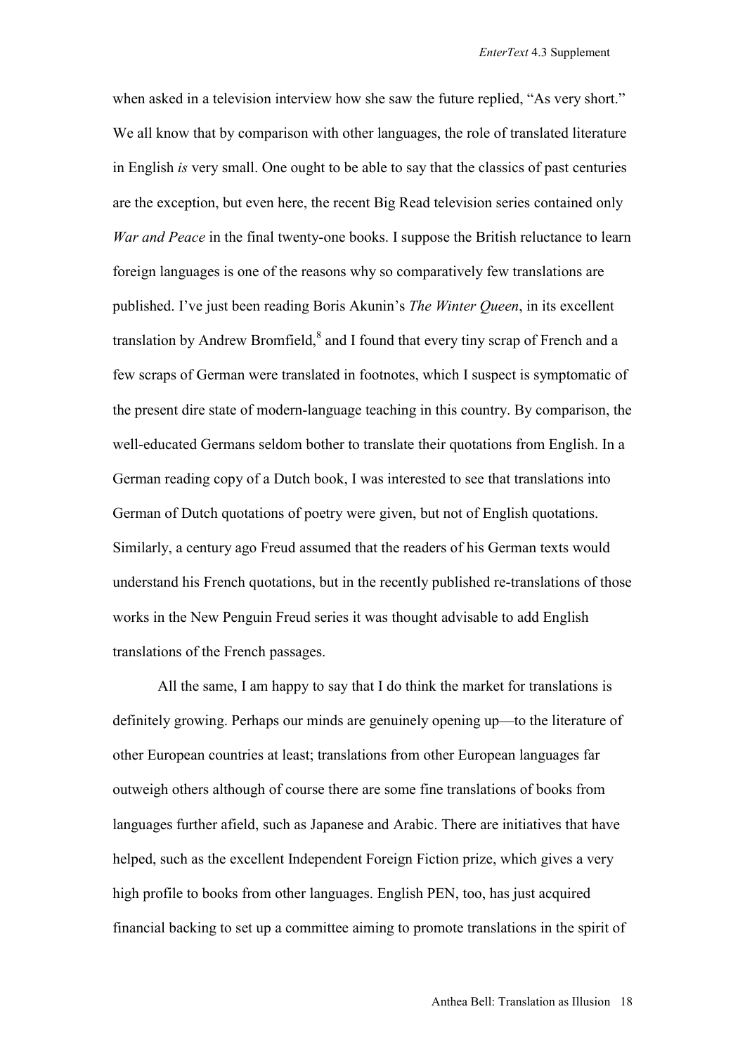when asked in a television interview how she saw the future replied, “As very short.” We all know that by comparison with other languages, the role of translated literature in English *is* very small. One ought to be able to say that the classics of past centuries are the exception, but even here, the recent Big Read television series contained only *War and Peace* in the final twenty-one books. I suppose the British reluctance to learn foreign languages is one of the reasons why so comparatively few translations are published. I’ve just been reading Boris Akunin’s *The Winter Queen*, in its excellent translation by Andrew Bromfield,[8] and I found that every tiny scrap of French and a few scraps of German were translated in footnotes, which I suspect is symptomatic of the present dire state of modern-language teaching in this country. By comparison, the well-educated Germans seldom bother to translate their quotations from English. In a German reading copy of a Dutch book, I was interested to see that translations into German of Dutch quotations of poetry were given, but not of English quotations. Similarly, a century ago Freud assumed that the readers of his German texts would understand his French quotations, but in the recently published re-translations of those works in the New Penguin Freud series it was thought advisable to add English translations of the French passages.

All the same, I am happy to say that I do think the market for translations is definitely growing. Perhaps our minds are genuinely opening up—to the literature of other European countries at least; translations from other European languages far outweigh others although of course there are some fine translations of books from languages further afield, such as Japanese and Arabic. There are initiatives that have helped, such as the excellent Independent Foreign Fiction prize, which gives a very high profile to books from other languages. English PEN, too, has just acquired financial backing to set up a committee aiming to promote translations in the spirit of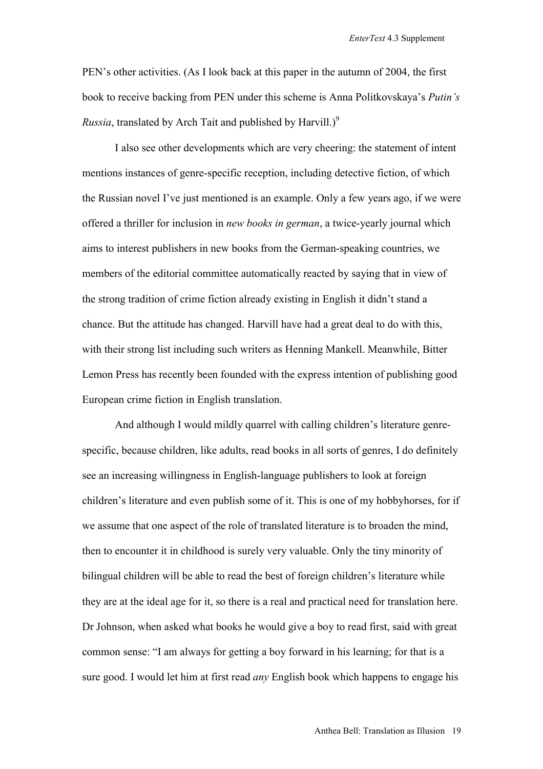PEN's other activities. (As I look back at this paper in the autumn of 2004, the first book to receive backing from PEN under this scheme is Anna Politkovskaya's *Putin's Russia*, translated by Arch Tait and published by Harvill.)[9]

I also see other developments which are very cheering: the statement of intent mentions instances of genre-specific reception, including detective fiction, of which the Russian novel I've just mentioned is an example. Only a few years ago, if we were offered a thriller for inclusion in *new books in german*, a twice-yearly journal which aims to interest publishers in new books from the German-speaking countries, we members of the editorial committee automatically reacted by saying that in view of the strong tradition of crime fiction already existing in English it didn't stand a chance. But the attitude has changed. Harvill have had a great deal to do with this, with their strong list including such writers as Henning Mankell. Meanwhile, Bitter Lemon Press has recently been founded with the express intention of publishing good European crime fiction in English translation.

And although I would mildly quarrel with calling children's literature genre-specific, because children, like adults, read books in all sorts of genres, I do definitely see an increasing willingness in English-language publishers to look at foreign children's literature and even publish some of it. This is one of my hobbyhorses, for if we assume that one aspect of the role of translated literature is to broaden the mind, then to encounter it in childhood is surely very valuable. Only the tiny minority of bilingual children will be able to read the best of foreign children's literature while they are at the ideal age for it, so there is a real and practical need for translation here. Dr Johnson, when asked what books he would give a boy to read first, said with great common sense: "I am always for getting a boy forward in his learning; for that is a sure good. I would let him at first read *any* English book which happens to engage his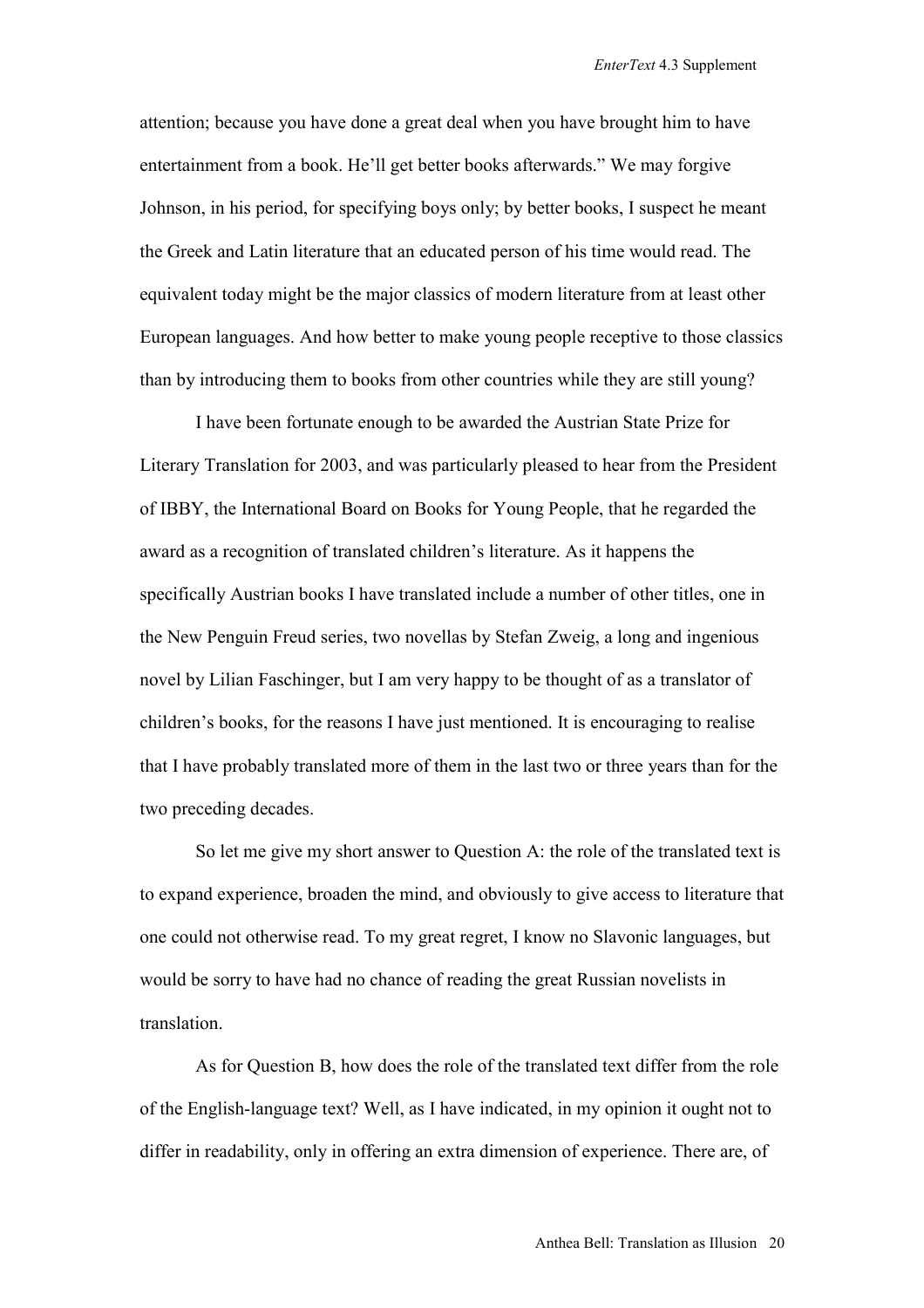attention; because you have done a great deal when you have brought him to have entertainment from a book. He'll get better books afterwards." We may forgive Johnson, in his period, for specifying boys only; by better books, I suspect he meant the Greek and Latin literature that an educated person of his time would read. The equivalent today might be the major classics of modern literature from at least other European languages. And how better to make young people receptive to those classics than by introducing them to books from other countries while they are still young?

I have been fortunate enough to be awarded the Austrian State Prize for Literary Translation for 2003, and was particularly pleased to hear from the President of IBBY, the International Board on Books for Young People, that he regarded the award as a recognition of translated children's literature. As it happens the specifically Austrian books I have translated include a number of other titles, one in the New Penguin Freud series, two novellas by Stefan Zweig, a long and ingenious novel by Lilian Faschinger, but I am very happy to be thought of as a translator of children's books, for the reasons I have just mentioned. It is encouraging to realise that I have probably translated more of them in the last two or three years than for the two preceding decades.

So let me give my short answer to Question A: the role of the translated text is to expand experience, broaden the mind, and obviously to give access to literature that one could not otherwise read. To my great regret, I know no Slavonic languages, but would be sorry to have had no chance of reading the great Russian novelists in translation.

As for Question B, how does the role of the translated text differ from the role of the English-language text? Well, as I have indicated, in my opinion it ought not to differ in readability, only in offering an extra dimension of experience. There are, of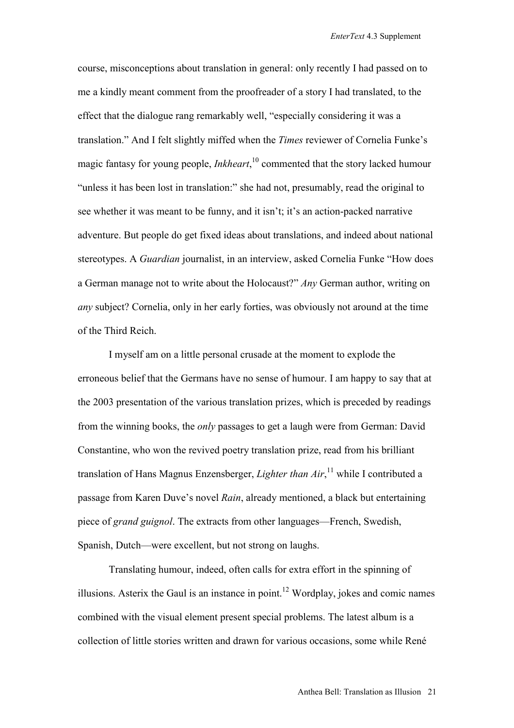course, misconceptions about translation in general: only recently I had passed on to me a kindly meant comment from the proofreader of a story I had translated, to the effect that the dialogue rang remarkably well, "especially considering it was a translation." And I felt slightly miffed when the *Times* reviewer of Cornelia Funke's magic fantasy for young people, *Inkheart*,[10] commented that the story lacked humour "unless it has been lost in translation:" she had not, presumably, read the original to see whether it was meant to be funny, and it isn't; it's an action-packed narrative adventure. But people do get fixed ideas about translations, and indeed about national stereotypes. A *Guardian* journalist, in an interview, asked Cornelia Funke "How does a German manage not to write about the Holocaust?" *Any* German author, writing on *any* subject? Cornelia, only in her early forties, was obviously not around at the time of the Third Reich.

I myself am on a little personal crusade at the moment to explode the erroneous belief that the Germans have no sense of humour. I am happy to say that at the 2003 presentation of the various translation prizes, which is preceded by readings from the winning books, the *only* passages to get a laugh were from German: David Constantine, who won the revived poetry translation prize, read from his brilliant translation of Hans Magnus Enzensberger, *Lighter than Air*,[11] while I contributed a passage from Karen Duve's novel *Rain*, already mentioned, a black but entertaining piece of *grand guignol*. The extracts from other languages—French, Swedish, Spanish, Dutch—were excellent, but not strong on laughs.

Translating humour, indeed, often calls for extra effort in the spinning of illusions. Asterix the Gaul is an instance in point.[12] Wordplay, jokes and comic names combined with the visual element present special problems. The latest album is a collection of little stories written and drawn for various occasions, some while René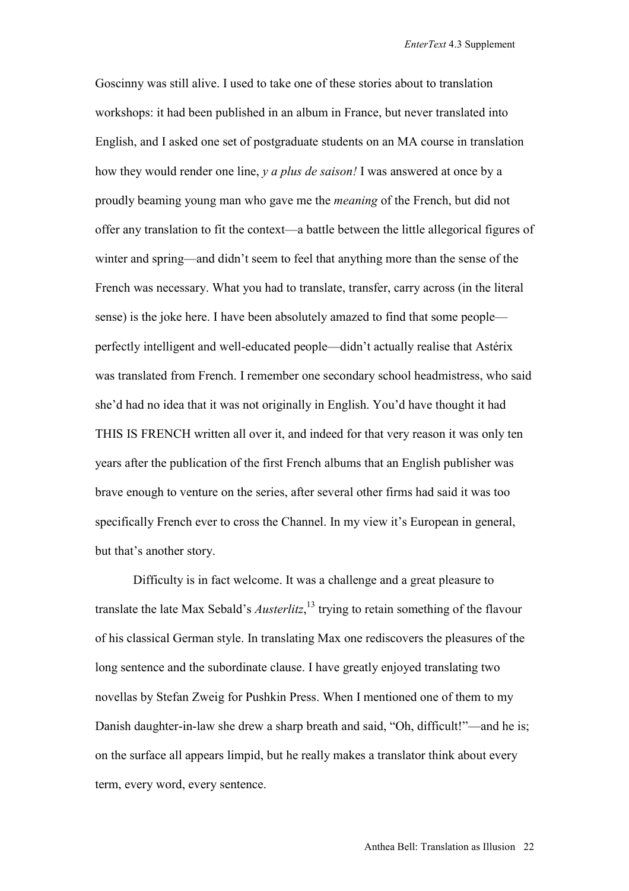Goscinny was still alive. I used to take one of these stories about to translation workshops: it had been published in an album in France, but never translated into English, and I asked one set of postgraduate students on an MA course in translation how they would render one line, *y a plus de saison!* I was answered at once by a proudly beaming young man who gave me the *meaning* of the French, but did not offer any translation to fit the context—a battle between the little allegorical figures of winter and spring—and didn't seem to feel that anything more than the sense of the French was necessary. What you had to translate, transfer, carry across (in the literal sense) is the joke here. I have been absolutely amazed to find that some people—perfectly intelligent and well-educated people—didn't actually realise that Astérix was translated from French. I remember one secondary school headmistress, who said she'd had no idea that it was not originally in English. You'd have thought it had THIS IS FRENCH written all over it, and indeed for that very reason it was only ten years after the publication of the first French albums that an English publisher was brave enough to venture on the series, after several other firms had said it was too specifically French ever to cross the Channel. In my view it's European in general, but that's another story.

Difficulty is in fact welcome. It was a challenge and a great pleasure to translate the late Max Sebald's *Austerlitz*,[13] trying to retain something of the flavour of his classical German style. In translating Max one rediscovers the pleasures of the long sentence and the subordinate clause. I have greatly enjoyed translating two novellas by Stefan Zweig for Pushkin Press. When I mentioned one of them to my Danish daughter-in-law she drew a sharp breath and said, "Oh, difficult!"—and he is; on the surface all appears limpid, but he really makes a translator think about every term, every word, every sentence.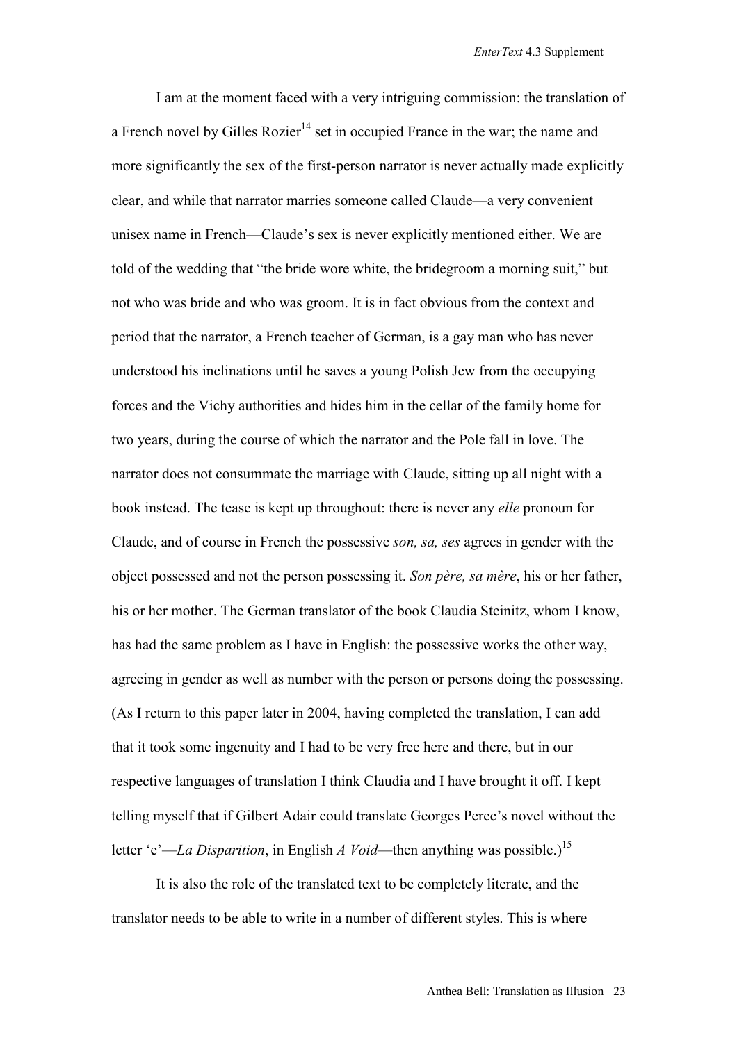I am at the moment faced with a very intriguing commission: the translation of a French novel by Gilles Rozier[14] set in occupied France in the war; the name and more significantly the sex of the first-person narrator is never actually made explicitly clear, and while that narrator marries someone called Claude—a very convenient unisex name in French—Claude's sex is never explicitly mentioned either. We are told of the wedding that "the bride wore white, the bridegroom a morning suit," but not who was bride and who was groom. It is in fact obvious from the context and period that the narrator, a French teacher of German, is a gay man who has never understood his inclinations until he saves a young Polish Jew from the occupying forces and the Vichy authorities and hides him in the cellar of the family home for two years, during the course of which the narrator and the Pole fall in love. The narrator does not consummate the marriage with Claude, sitting up all night with a book instead. The tease is kept up throughout: there is never any *elle* pronoun for Claude, and of course in French the possessive *son, sa, ses* agrees in gender with the object possessed and not the person possessing it. *Son père, sa mère*, his or her father, his or her mother. The German translator of the book Claudia Steinitz, whom I know, has had the same problem as I have in English: the possessive works the other way, agreeing in gender as well as number with the person or persons doing the possessing. (As I return to this paper later in 2004, having completed the translation, I can add that it took some ingenuity and I had to be very free here and there, but in our respective languages of translation I think Claudia and I have brought it off. I kept telling myself that if Gilbert Adair could translate Georges Perec's novel without the letter 'e'—*La Disparition*, in English *A Void*—then anything was possible.)[15]

It is also the role of the translated text to be completely literate, and the translator needs to be able to write in a number of different styles. This is where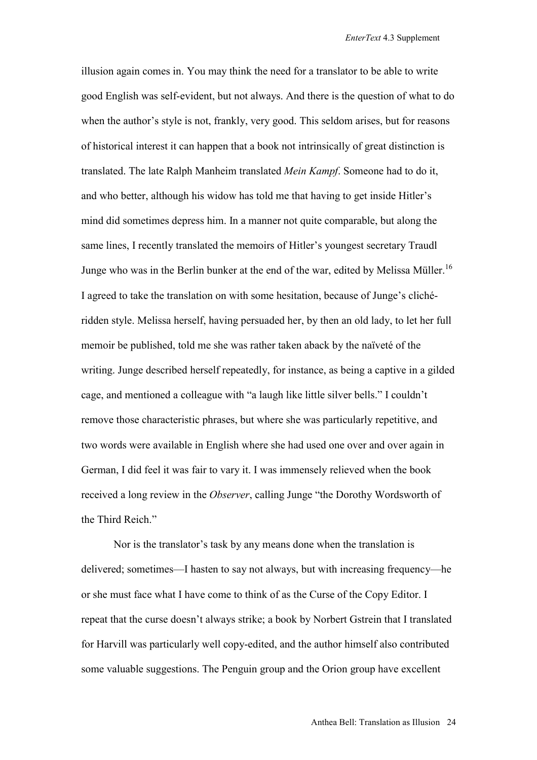illusion again comes in. You may think the need for a translator to be able to write good English was self-evident, but not always. And there is the question of what to do when the author's style is not, frankly, very good. This seldom arises, but for reasons of historical interest it can happen that a book not intrinsically of great distinction is translated. The late Ralph Manheim translated *Mein Kampf*. Someone had to do it, and who better, although his widow has told me that having to get inside Hitler's mind did sometimes depress him. In a manner not quite comparable, but along the same lines, I recently translated the memoirs of Hitler's youngest secretary Traudl Junge who was in the Berlin bunker at the end of the war, edited by Melissa Müller.[16] I agreed to take the translation on with some hesitation, because of Junge's cliché-ridden style. Melissa herself, having persuaded her, by then an old lady, to let her full memoir be published, told me she was rather taken aback by the naïveté of the writing. Junge described herself repeatedly, for instance, as being a captive in a gilded cage, and mentioned a colleague with "a laugh like little silver bells." I couldn't remove those characteristic phrases, but where she was particularly repetitive, and two words were available in English where she had used one over and over again in German, I did feel it was fair to vary it. I was immensely relieved when the book received a long review in the *Observer*, calling Junge "the Dorothy Wordsworth of the Third Reich."

Nor is the translator's task by any means done when the translation is delivered; sometimes—I hasten to say not always, but with increasing frequency—he or she must face what I have come to think of as the Curse of the Copy Editor. I repeat that the curse doesn't always strike; a book by Norbert Gstrein that I translated for Harvill was particularly well copy-edited, and the author himself also contributed some valuable suggestions. The Penguin group and the Orion group have excellent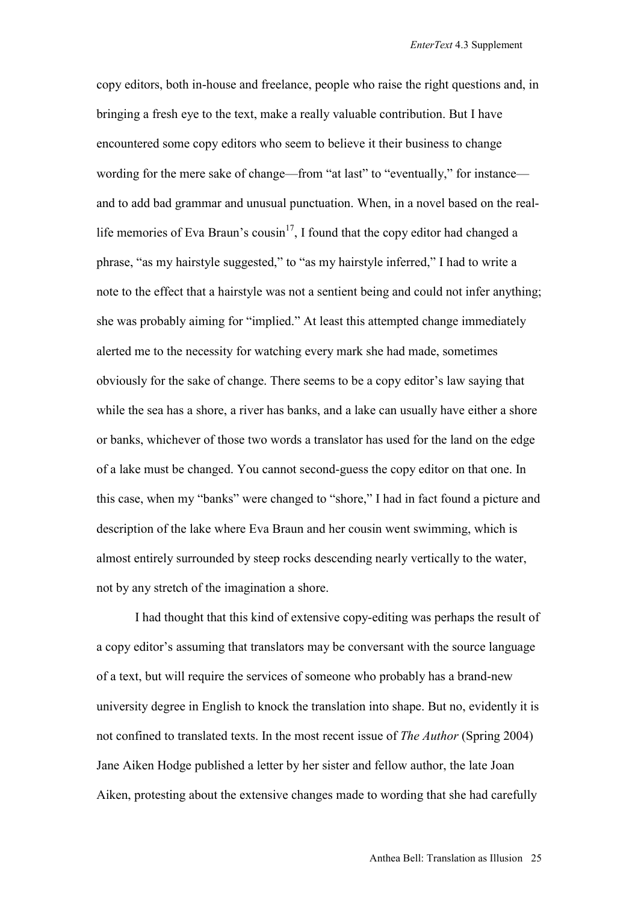copy editors, both in-house and freelance, people who raise the right questions and, in bringing a fresh eye to the text, make a really valuable contribution. But I have encountered some copy editors who seem to believe it their business to change wording for the mere sake of change—from "at last" to "eventually," for instance—and to add bad grammar and unusual punctuation. When, in a novel based on the real-life memories of Eva Braun's cousin[17], I found that the copy editor had changed a phrase, "as my hairstyle suggested," to "as my hairstyle inferred," I had to write a note to the effect that a hairstyle was not a sentient being and could not infer anything; she was probably aiming for "implied." At least this attempted change immediately alerted me to the necessity for watching every mark she had made, sometimes obviously for the sake of change. There seems to be a copy editor's law saying that while the sea has a shore, a river has banks, and a lake can usually have either a shore or banks, whichever of those two words a translator has used for the land on the edge of a lake must be changed. You cannot second-guess the copy editor on that one. In this case, when my "banks" were changed to "shore," I had in fact found a picture and description of the lake where Eva Braun and her cousin went swimming, which is almost entirely surrounded by steep rocks descending nearly vertically to the water, not by any stretch of the imagination a shore.

I had thought that this kind of extensive copy-editing was perhaps the result of a copy editor's assuming that translators may be conversant with the source language of a text, but will require the services of someone who probably has a brand-new university degree in English to knock the translation into shape. But no, evidently it is not confined to translated texts. In the most recent issue of *The Author* (Spring 2004) Jane Aiken Hodge published a letter by her sister and fellow author, the late Joan Aiken, protesting about the extensive changes made to wording that she had carefully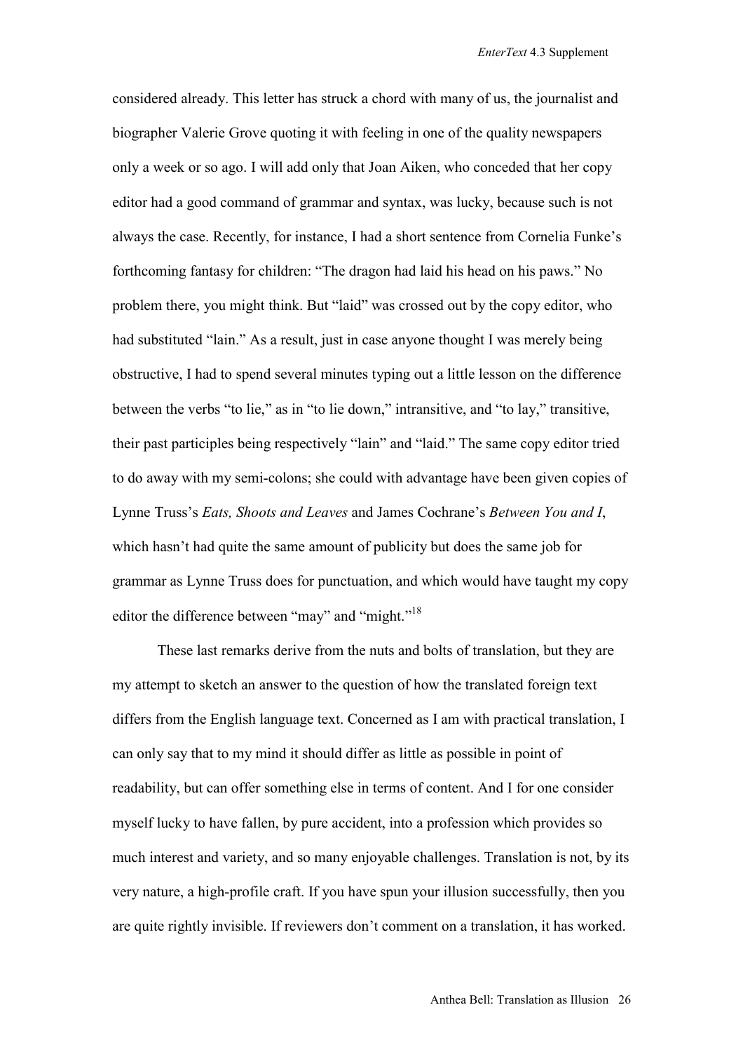considered already. This letter has struck a chord with many of us, the journalist and biographer Valerie Grove quoting it with feeling in one of the quality newspapers only a week or so ago. I will add only that Joan Aiken, who conceded that her copy editor had a good command of grammar and syntax, was lucky, because such is not always the case. Recently, for instance, I had a short sentence from Cornelia Funke's forthcoming fantasy for children: "The dragon had laid his head on his paws." No problem there, you might think. But "laid" was crossed out by the copy editor, who had substituted "lain." As a result, just in case anyone thought I was merely being obstructive, I had to spend several minutes typing out a little lesson on the difference between the verbs "to lie," as in "to lie down," intransitive, and "to lay," transitive, their past participles being respectively "lain" and "laid." The same copy editor tried to do away with my semi-colons; she could with advantage have been given copies of Lynne Truss's *Eats, Shoots and Leaves* and James Cochrane's *Between You and I*, which hasn't had quite the same amount of publicity but does the same job for grammar as Lynne Truss does for punctuation, and which would have taught my copy editor the difference between "may" and "might."[18]

These last remarks derive from the nuts and bolts of translation, but they are my attempt to sketch an answer to the question of how the translated foreign text differs from the English language text. Concerned as I am with practical translation, I can only say that to my mind it should differ as little as possible in point of readability, but can offer something else in terms of content. And I for one consider myself lucky to have fallen, by pure accident, into a profession which provides so much interest and variety, and so many enjoyable challenges. Translation is not, by its very nature, a high-profile craft. If you have spun your illusion successfully, then you are quite rightly invisible. If reviewers don't comment on a translation, it has worked.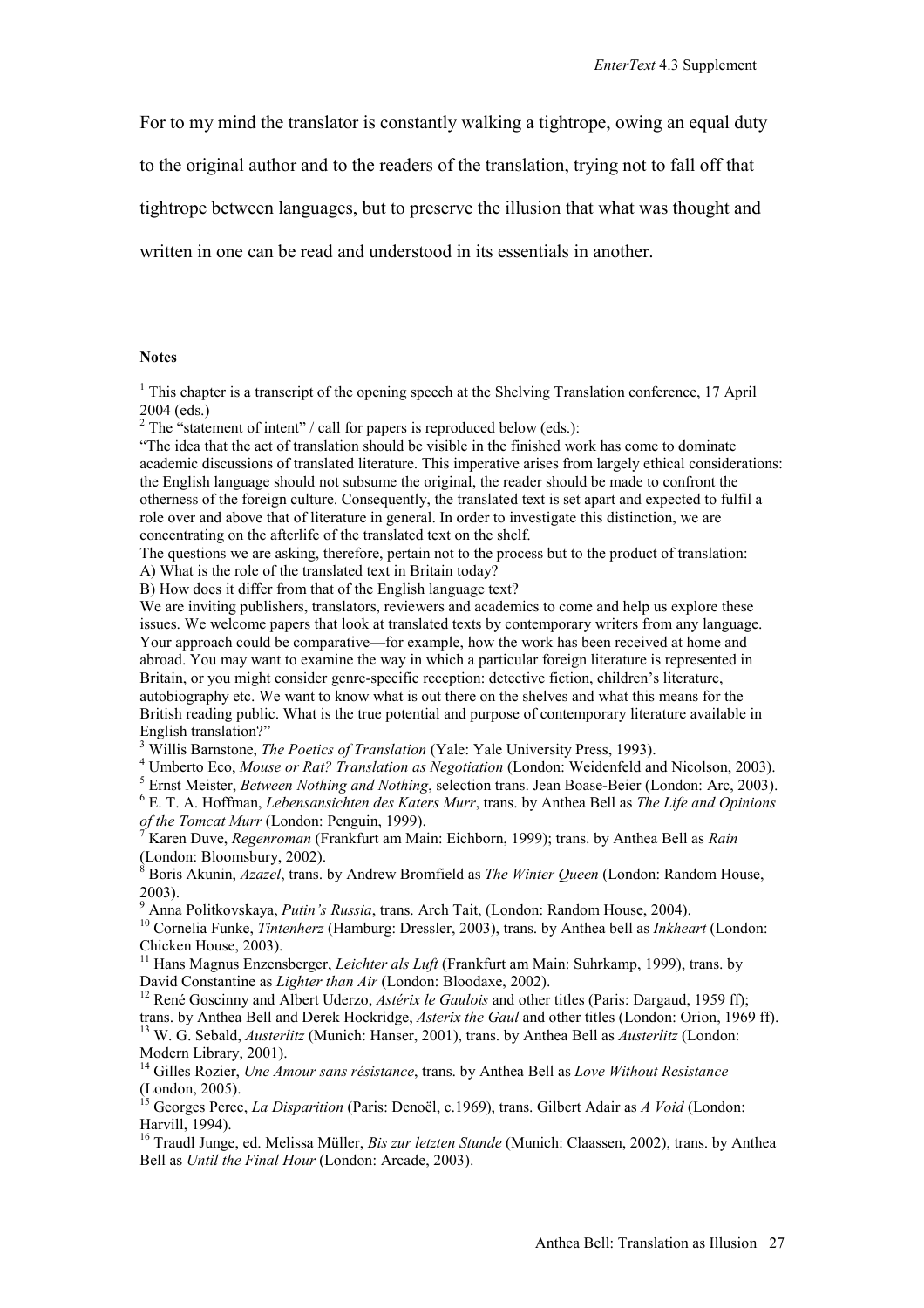For to my mind the translator is constantly walking a tightrope, owing an equal duty to the original author and to the readers of the translation, trying not to fall off that tightrope between languages, but to preserve the illusion that what was thought and written in one can be read and understood in its essentials in another.

**Notes**

[1] This chapter is a transcript of the opening speech at the Shelving Translation conference, 17 April 2004 (eds.)

[2] The "statement of intent" / call for papers is reproduced below (eds.):

"The idea that the act of translation should be visible in the finished work has come to dominate academic discussions of translated literature. This imperative arises from largely ethical considerations: the English language should not subsume the original, the reader should be made to confront the otherness of the foreign culture. Consequently, the translated text is set apart and expected to fulfil a role over and above that of literature in general. In order to investigate this distinction, we are concentrating on the afterlife of the translated text on the shelf.

The questions we are asking, therefore, pertain not to the process but to the product of translation:
A) What is the role of the translated text in Britain today?
B) How does it differ from that of the English language text?

We are inviting publishers, translators, reviewers and academics to come and help us explore these issues. We welcome papers that look at translated texts by contemporary writers from any language. Your approach could be comparative—for example, how the work has been received at home and abroad. You may want to examine the way in which a particular foreign literature is represented in Britain, or you might consider genre-specific reception: detective fiction, children's literature, autobiography etc. We want to know what is out there on the shelves and what this means for the British reading public. What is the true potential and purpose of contemporary literature available in English translation?"

[3] Willis Barnstone, *The Poetics of Translation* (Yale: Yale University Press, 1993).

[4] Umberto Eco, *Mouse or Rat? Translation as Negotiation* (London: Weidenfeld and Nicolson, 2003).

[5] Ernst Meister, *Between Nothing and Nothing*, selection trans. Jean Boase-Beier (London: Arc, 2003).

[6] E. T. A. Hoffman, *Lebensansichten des Katers Murr*, trans. by Anthea Bell as *The Life and Opinions of the Tomcat Murr* (London: Penguin, 1999).

[7] Karen Duve, *Regenroman* (Frankfurt am Main: Eichborn, 1999); trans. by Anthea Bell as *Rain* (London: Bloomsbury, 2002).

[8] Boris Akunin, *Azazel*, trans. by Andrew Bromfield as *The Winter Queen* (London: Random House, 2003).

[9] Anna Politkovskaya, *Putin's Russia*, trans. Arch Tait, (London: Random House, 2004).

[10] Cornelia Funke, *Tintenherz* (Hamburg: Dressler, 2003), trans. by Anthea bell as *Inkheart* (London: Chicken House, 2003).

[11] Hans Magnus Enzensberger, *Leichter als Luft* (Frankfurt am Main: Suhrkamp, 1999), trans. by David Constantine as *Lighter than Air* (London: Bloodaxe, 2002).

[12] René Goscinny and Albert Uderzo, *Astérix le Gaulois* and other titles (Paris: Dargaud, 1959 ff); trans. by Anthea Bell and Derek Hockridge, *Asterix the Gaul* and other titles (London: Orion, 1969 ff).

[13] W. G. Sebald, *Austerlitz* (Munich: Hanser, 2001), trans. by Anthea Bell as *Austerlitz* (London: Modern Library, 2001).

[14] Gilles Rozier, *Une Amour sans résistance*, trans. by Anthea Bell as *Love Without Resistance* (London, 2005).

[15] Georges Perec, *La Disparition* (Paris: Denoël, c.1969), trans. Gilbert Adair as *A Void* (London: Harvill, 1994).

[16] Traudl Junge, ed. Melissa Müller, *Bis zur letzten Stunde* (Munich: Claassen, 2002), trans. by Anthea Bell as *Until the Final Hour* (London: Arcade, 2003).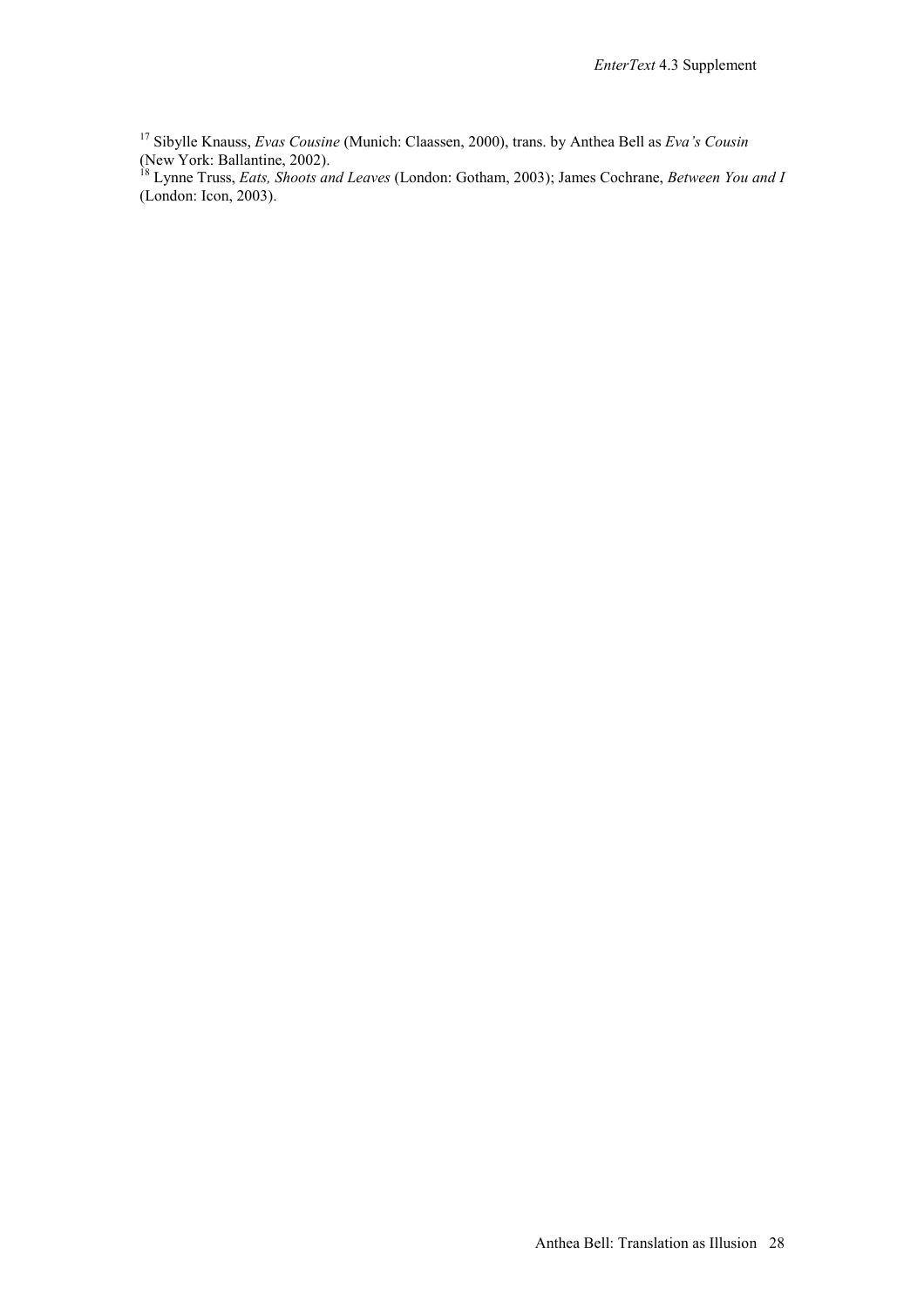[17] Sibylle Knauss, *Evas Cousine* (Munich: Claassen, 2000), trans. by Anthea Bell as *Eva's Cousin* (New York: Ballantine, 2002).

[18] Lynne Truss, *Eats, Shoots and Leaves* (London: Gotham, 2003); James Cochrane, *Between You and I* (London: Icon, 2003).